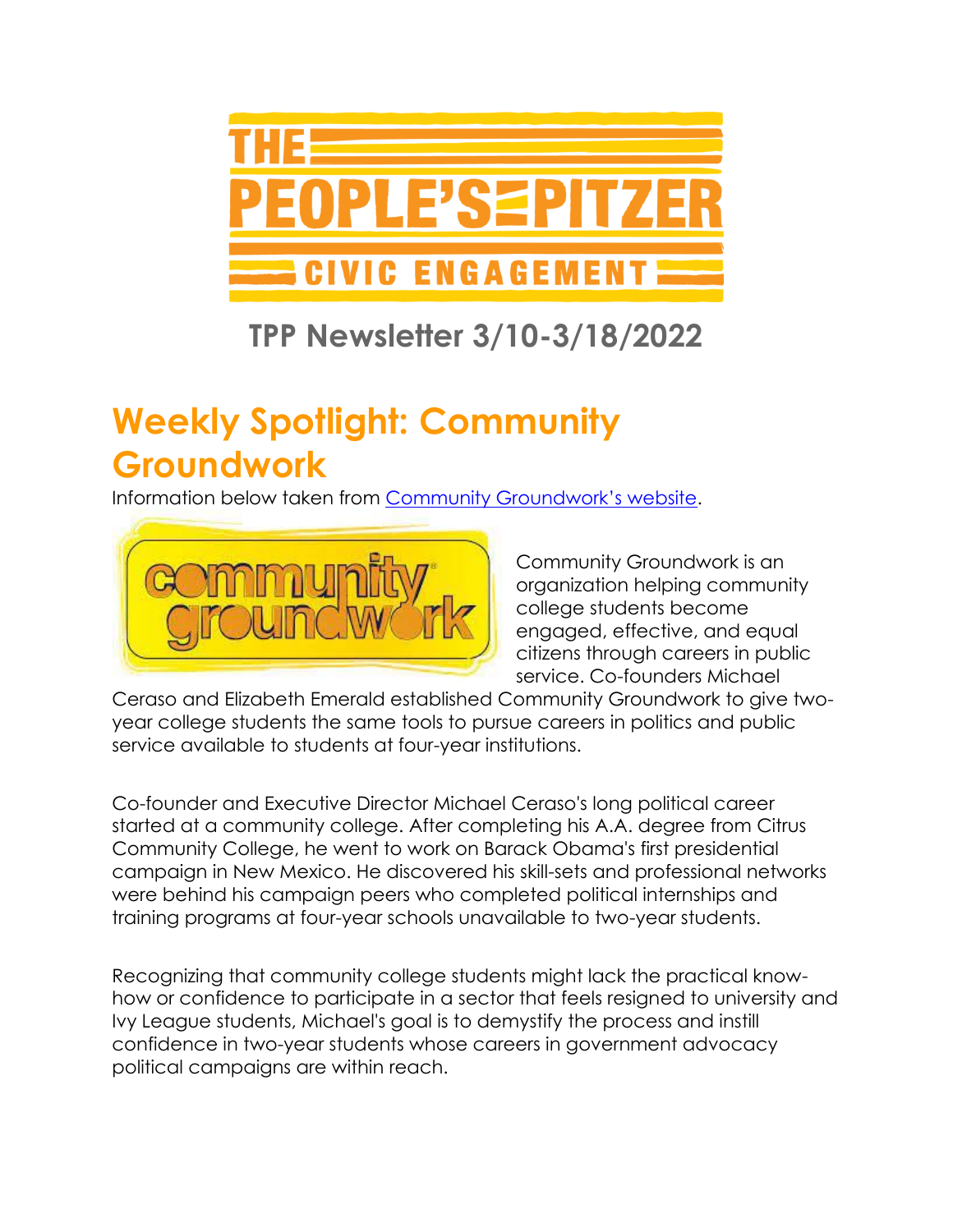# THE PEOPLE'S PITZER CIVIC ENGAGEMENT

## TPP Newsletter 3/10-3/18/2022

# Weekly Spotlight: Community Groundwork

Information below taken from Community Groundwork's website.

Community Groundwork is an organization helping community college students become engaged, effective, and equal citizens through careers in public service. Co-founders Michael Ceraso and Elizabeth Emerald established Community Groundwork to give two-year college students the same tools to pursue careers in politics and public service available to students at four-year institutions.

Co-founder and Executive Director Michael Ceraso's long political career started at a community college. After completing his A.A. degree from Citrus Community College, he went to work on Barack Obama's first presidential campaign in New Mexico. He discovered his skill-sets and professional networks were behind his campaign peers who completed political internships and training programs at four-year schools unavailable to two-year students.

Recognizing that community college students might lack the practical know-how or confidence to participate in a sector that feels resigned to university and Ivy League students, Michael's goal is to demystify the process and instill confidence in two-year students whose careers in government advocacy political campaigns are within reach.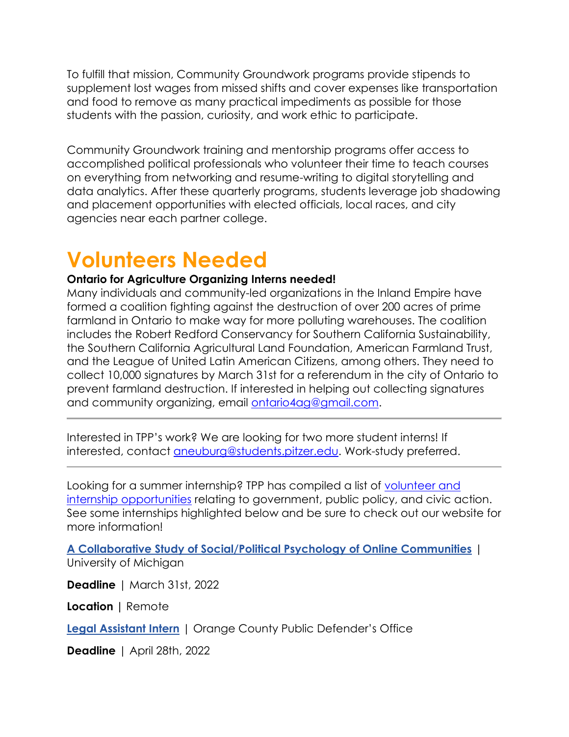To fulfill that mission, Community Groundwork programs provide stipends to supplement lost wages from missed shifts and cover expenses like transportation and food to remove as many practical impediments as possible for those students with the passion, curiosity, and work ethic to participate.

Community Groundwork training and mentorship programs offer access to accomplished political professionals who volunteer their time to teach courses on everything from networking and resume-writing to digital storytelling and data analytics. After these quarterly programs, students leverage job shadowing and placement opportunities with elected officials, local races, and city agencies near each partner college.

# Volunteers Needed

**Ontario for Agriculture Organizing Interns needed!**

Many individuals and community-led organizations in the Inland Empire have formed a coalition fighting against the destruction of over 200 acres of prime farmland in Ontario to make way for more polluting warehouses. The coalition includes the Robert Redford Conservancy for Southern California Sustainability, the Southern California Agricultural Land Foundation, American Farmland Trust, and the League of United Latin American Citizens, among others. They need to collect 10,000 signatures by March 31st for a referendum in the city of Ontario to prevent farmland destruction. If interested in helping out collecting signatures and community organizing, email ontario4ag@gmail.com.

---

Interested in TPP's work? We are looking for two more student interns! If interested, contact aneuburg@students.pitzer.edu. Work-study preferred.

---

Looking for a summer internship? TPP has compiled a list of volunteer and internship opportunities relating to government, public policy, and civic action. See some internships highlighted below and be sure to check out our website for more information!

**A Collaborative Study of Social/Political Psychology of Online Communities** | University of Michigan

**Deadline** | March 31st, 2022

**Location** | Remote

**Legal Assistant Intern** | Orange County Public Defender's Office

**Deadline** | April 28th, 2022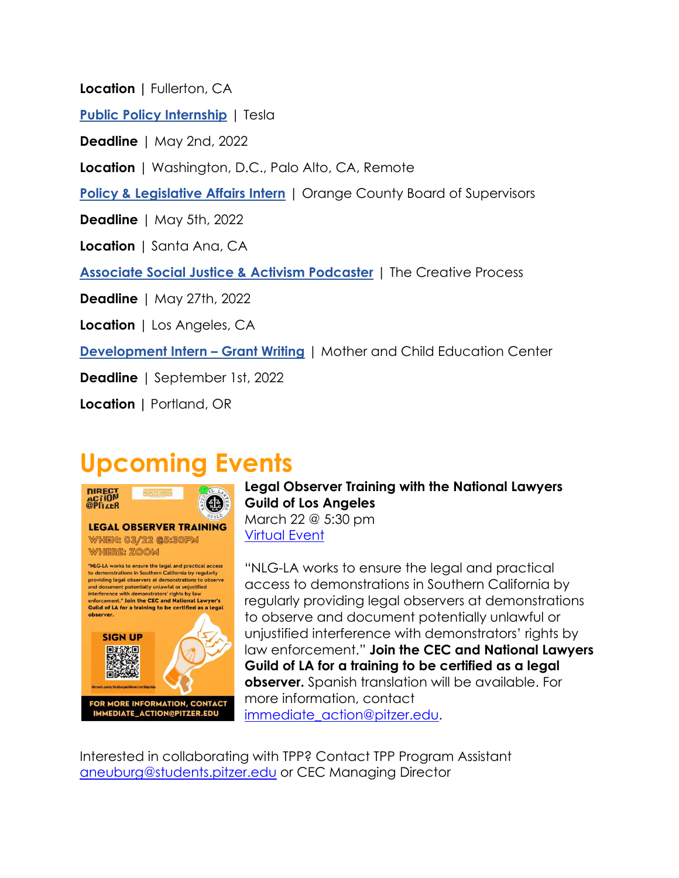**Location** | Fullerton, CA

[Public Policy Internship](#) | Tesla

**Deadline** | May 2nd, 2022

**Location** | Washington, D.C., Palo Alto, CA, Remote

[Policy & Legislative Affairs Intern](#) | Orange County Board of Supervisors

**Deadline** | May 5th, 2022

**Location** | Santa Ana, CA

[Associate Social Justice & Activism Podcaster](#) | The Creative Process

**Deadline** | May 27th, 2022

**Location** | Los Angeles, CA

[Development Intern – Grant Writing](#) | Mother and Child Education Center

**Deadline** | September 1st, 2022

**Location** | Portland, OR

# Upcoming Events

**Legal Observer Training with the National Lawyers Guild of Los Angeles**
March 22 @ 5:30 pm
[Virtual Event](#)

"NLG-LA works to ensure the legal and practical access to demonstrations in Southern California by regularly providing legal observers at demonstrations to observe and document potentially unlawful or unjustified interference with demonstrators' rights by law enforcement." **Join the CEC and National Lawyers Guild of LA for a training to be certified as a legal observer.** Spanish translation will be available. For more information, contact [immediate_action@pitzer.edu](mailto:immediate_action@pitzer.edu).

Interested in collaborating with TPP? Contact TPP Program Assistant [aneuburg@students.pitzer.edu](mailto:aneuburg@students.pitzer.edu) or CEC Managing Director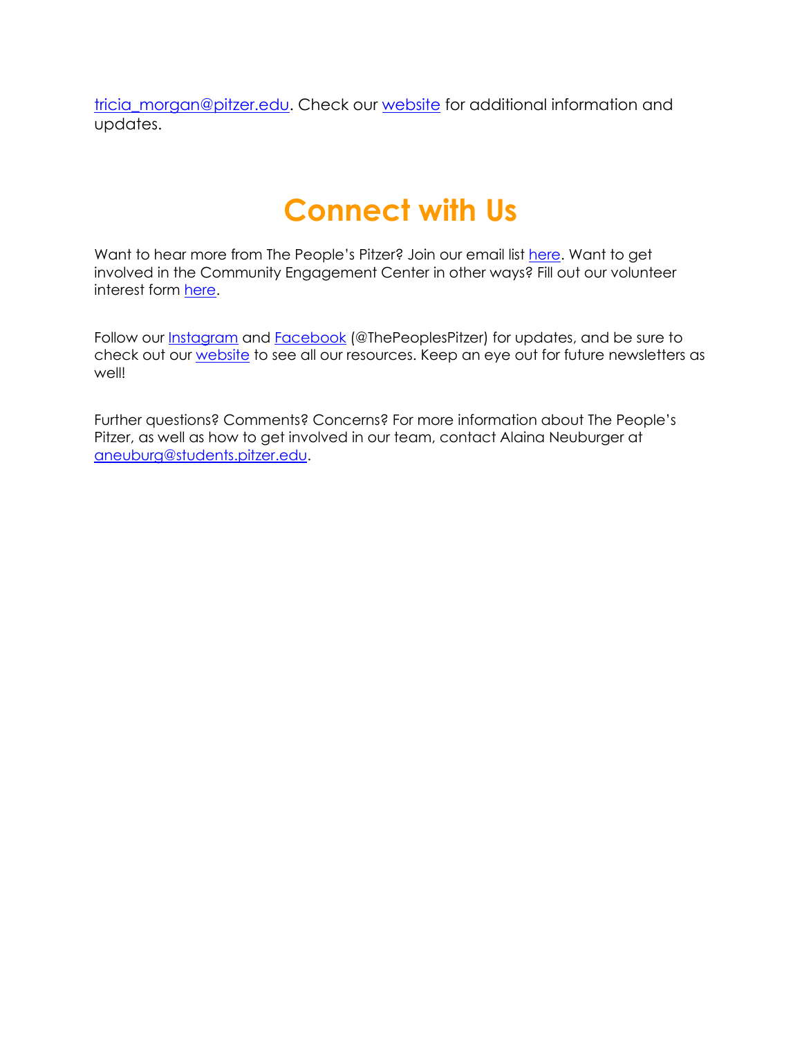tricia_morgan@pitzer.edu. Check our website for additional information and updates.

# Connect with Us

Want to hear more from The People's Pitzer? Join our email list here. Want to get involved in the Community Engagement Center in other ways? Fill out our volunteer interest form here.

Follow our Instagram and Facebook (@ThePeoplesPitzer) for updates, and be sure to check out our website to see all our resources. Keep an eye out for future newsletters as well!

Further questions? Comments? Concerns? For more information about The People's Pitzer, as well as how to get involved in our team, contact Alaina Neuburger at aneuburg@students.pitzer.edu.